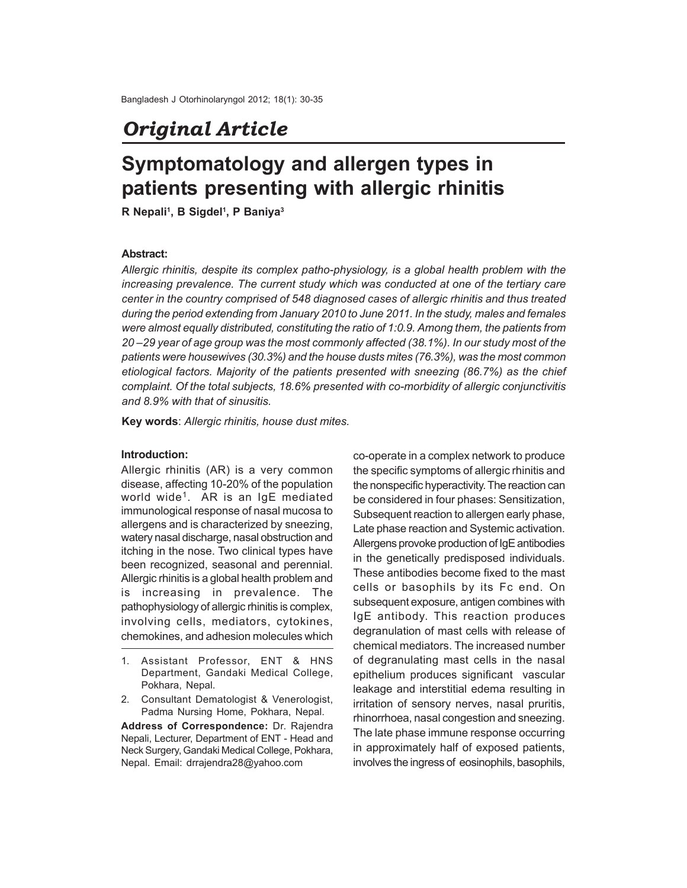*Original Article*

# Symptomatology and allergen types in patients presenting with allergic rhinitis

**R Nepali[1], B Sigdel[1], P Baniya[3]**

**Abstract:**

*Allergic rhinitis, despite its complex patho-physiology, is a global health problem with the increasing prevalence. The current study which was conducted at one of the tertiary care center in the country comprised of 548 diagnosed cases of allergic rhinitis and thus treated during the period extending from January 2010 to June 2011. In the study, males and females were almost equally distributed, constituting the ratio of 1:0.9. Among them, the patients from 20 –29 year of age group was the most commonly affected (38.1%). In our study most of the patients were housewives (30.3%) and the house dusts mites (76.3%), was the most common etiological factors. Majority of the patients presented with sneezing (86.7%) as the chief complaint. Of the total subjects, 18.6% presented with co-morbidity of allergic conjunctivitis and 8.9% with that of sinusitis.*

**Key words**: *Allergic rhinitis, house dust mites.*

**Introduction:**

Allergic rhinitis (AR) is a very common disease, affecting 10-20% of the population world wide[1]. AR is an IgE mediated immunological response of nasal mucosa to allergens and is characterized by sneezing, watery nasal discharge, nasal obstruction and itching in the nose. Two clinical types have been recognized, seasonal and perennial. Allergic rhinitis is a global health problem and is increasing in prevalence. The pathophysiology of allergic rhinitis is complex, involving cells, mediators, cytokines, chemokines, and adhesion molecules which co-operate in a complex network to produce the specific symptoms of allergic rhinitis and the nonspecific hyperactivity. The reaction can be considered in four phases: Sensitization, Subsequent reaction to allergen early phase, Late phase reaction and Systemic activation. Allergens provoke production of IgE antibodies in the genetically predisposed individuals. These antibodies become fixed to the mast cells or basophils by its Fc end. On subsequent exposure, antigen combines with IgE antibody. This reaction produces degranulation of mast cells with release of chemical mediators. The increased number of degranulating mast cells in the nasal epithelium produces significant vascular leakage and interstitial edema resulting in irritation of sensory nerves, nasal pruritis, rhinorrhoea, nasal congestion and sneezing. The late phase immune response occurring in approximately half of exposed patients, involves the ingress of eosinophils, basophils,

1. Assistant Professor, ENT & HNS Department, Gandaki Medical College, Pokhara, Nepal.
2. Consultant Dematologist & Venerologist, Padma Nursing Home, Pokhara, Nepal.

**Address of Correspondence:** Dr. Rajendra Nepali, Lecturer, Department of ENT - Head and Neck Surgery, Gandaki Medical College, Pokhara, Nepal. Email: drrajendra28@yahoo.com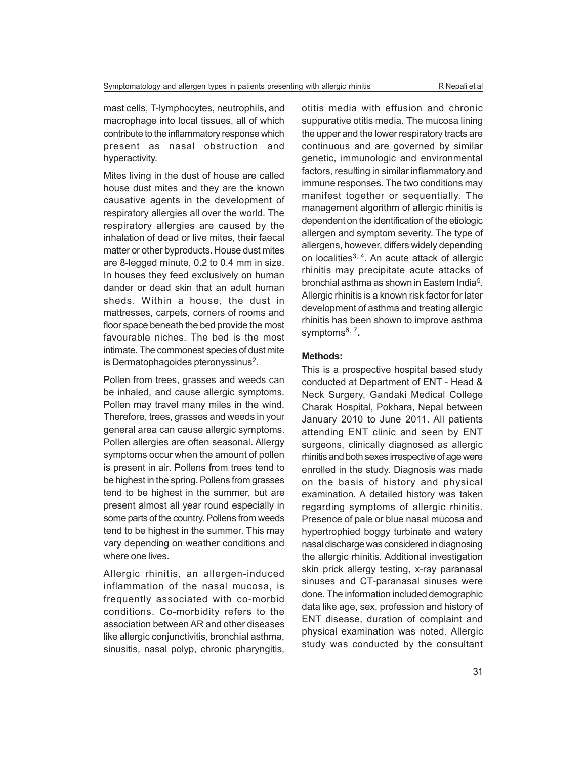mast cells, T-lymphocytes, neutrophils, and macrophage into local tissues, all of which contribute to the inflammatory response which present as nasal obstruction and hyperactivity.

Mites living in the dust of house are called house dust mites and they are the known causative agents in the development of respiratory allergies all over the world. The respiratory allergies are caused by the inhalation of dead or live mites, their faecal matter or other byproducts. House dust mites are 8-legged minute, 0.2 to 0.4 mm in size. In houses they feed exclusively on human dander or dead skin that an adult human sheds. Within a house, the dust in mattresses, carpets, corners of rooms and floor space beneath the bed provide the most favourable niches. The bed is the most intimate. The commonest species of dust mite is Dermatophagoides pteronyssinus[2].

Pollen from trees, grasses and weeds can be inhaled, and cause allergic symptoms. Pollen may travel many miles in the wind. Therefore, trees, grasses and weeds in your general area can cause allergic symptoms. Pollen allergies are often seasonal. Allergy symptoms occur when the amount of pollen is present in air. Pollens from trees tend to be highest in the spring. Pollens from grasses tend to be highest in the summer, but are present almost all year round especially in some parts of the country. Pollens from weeds tend to be highest in the summer. This may vary depending on weather conditions and where one lives.

Allergic rhinitis, an allergen-induced inflammation of the nasal mucosa, is frequently associated with co-morbid conditions. Co-morbidity refers to the association between AR and other diseases like allergic conjunctivitis, bronchial asthma, sinusitis, nasal polyp, chronic pharyngitis, otitis media with effusion and chronic suppurative otitis media. The mucosa lining the upper and the lower respiratory tracts are continuous and are governed by similar genetic, immunologic and environmental factors, resulting in similar inflammatory and immune responses. The two conditions may manifest together or sequentially. The management algorithm of allergic rhinitis is dependent on the identification of the etiologic allergen and symptom severity. The type of allergens, however, differs widely depending on localities[3, 4]. An acute attack of allergic rhinitis may precipitate acute attacks of bronchial asthma as shown in Eastern India[5]. Allergic rhinitis is a known risk factor for later development of asthma and treating allergic rhinitis has been shown to improve asthma symptoms[6, 7].

**Methods:**

This is a prospective hospital based study conducted at Department of ENT - Head & Neck Surgery, Gandaki Medical College Charak Hospital, Pokhara, Nepal between January 2010 to June 2011. All patients attending ENT clinic and seen by ENT surgeons, clinically diagnosed as allergic rhinitis and both sexes irrespective of age were enrolled in the study. Diagnosis was made on the basis of history and physical examination. A detailed history was taken regarding symptoms of allergic rhinitis. Presence of pale or blue nasal mucosa and hypertrophied boggy turbinate and watery nasal discharge was considered in diagnosing the allergic rhinitis. Additional investigation skin prick allergy testing, x-ray paranasal sinuses and CT-paranasal sinuses were done. The information included demographic data like age, sex, profession and history of ENT disease, duration of complaint and physical examination was noted. Allergic study was conducted by the consultant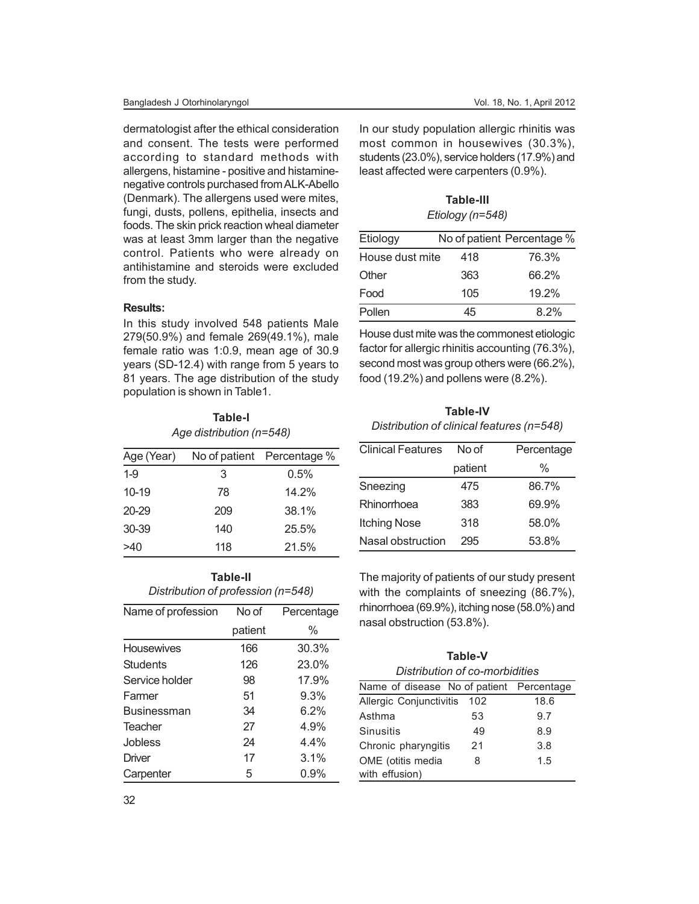dermatologist after the ethical consideration and consent. The tests were performed according to standard methods with allergens, histamine - positive and histamine-negative controls purchased from ALK-Abello (Denmark). The allergens used were mites, fungi, dusts, pollens, epithelia, insects and foods. The skin prick reaction wheal diameter was at least 3mm larger than the negative control. Patients who were already on antihistamine and steroids were excluded from the study.

**Results:**

In this study involved 548 patients Male 279(50.9%) and female 269(49.1%), male female ratio was 1:0.9, mean age of 30.9 years (SD-12.4) with range from 5 years to 81 years. The age distribution of the study population is shown in Table1.

**Table-I**

*Age distribution (n=548)*

| Age (Year) | No of patient | Percentage % |
|---|---|---|
| 1-9 | 3 | 0.5% |
| 10-19 | 78 | 14.2% |
| 20-29 | 209 | 38.1% |
| 30-39 | 140 | 25.5% |
| >40 | 118 | 21.5% |

**Table-II**

*Distribution of profession (n=548)*

| Name of profession | No of patient | Percentage % |
|---|---|---|
| Housewives | 166 | 30.3% |
| Students | 126 | 23.0% |
| Service holder | 98 | 17.9% |
| Farmer | 51 | 9.3% |
| Businessman | 34 | 6.2% |
| Teacher | 27 | 4.9% |
| Jobless | 24 | 4.4% |
| Driver | 17 | 3.1% |
| Carpenter | 5 | 0.9% |

In our study population allergic rhinitis was most common in housewives (30.3%), students (23.0%), service holders (17.9%) and least affected were carpenters (0.9%).

**Table-III**

*Etiology (n=548)*

| Etiology | No of patient | Percentage % |
|---|---|---|
| House dust mite | 418 | 76.3% |
| Other | 363 | 66.2% |
| Food | 105 | 19.2% |
| Pollen | 45 | 8.2% |

House dust mite was the commonest etiologic factor for allergic rhinitis accounting (76.3%), second most was group others were (66.2%), food (19.2%) and pollens were (8.2%).

**Table-IV**

*Distribution of clinical features (n=548)*

| Clinical Features | No of patient | Percentage % |
|---|---|---|
| Sneezing | 475 | 86.7% |
| Rhinorrhoea | 383 | 69.9% |
| Itching Nose | 318 | 58.0% |
| Nasal obstruction | 295 | 53.8% |

The majority of patients of our study present with the complaints of sneezing (86.7%), rhinorrhoea (69.9%), itching nose (58.0%) and nasal obstruction (53.8%).

**Table-V**

*Distribution of co-morbidities*

| Name of disease | No of patient | Percentage |
|---|---|---|
| Allergic Conjunctivitis | 102 | 18.6 |
| Asthma | 53 | 9.7 |
| Sinusitis | 49 | 8.9 |
| Chronic pharyngitis | 21 | 3.8 |
| OME (otitis media with effusion) | 8 | 1.5 |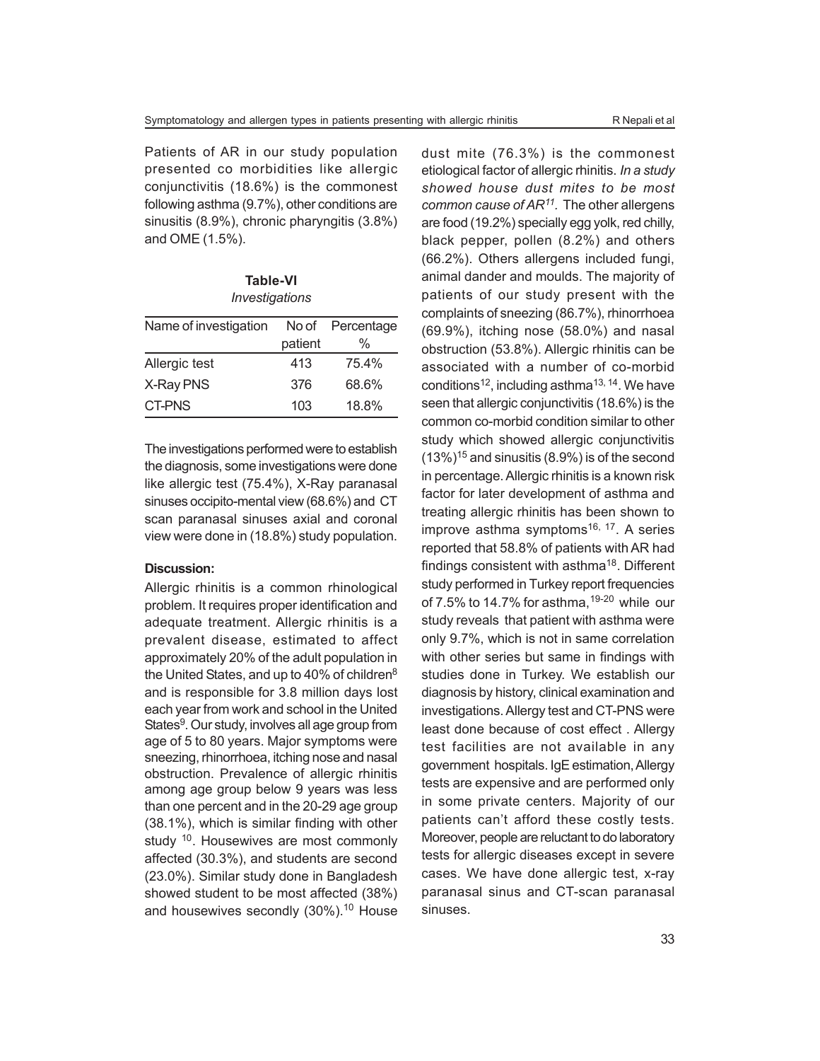Patients of AR in our study population presented co morbidities like allergic conjunctivitis (18.6%) is the commonest following asthma (9.7%), other conditions are sinusitis (8.9%), chronic pharyngitis (3.8%) and OME (1.5%).

**Table-VI**

*Investigations*

| Name of investigation | No of patient | Percentage % |
|---|---|---|
| Allergic test | 413 | 75.4% |
| X-Ray PNS | 376 | 68.6% |
| CT-PNS | 103 | 18.8% |

The investigations performed were to establish the diagnosis, some investigations were done like allergic test (75.4%), X-Ray paranasal sinuses occipito-mental view (68.6%) and CT scan paranasal sinuses axial and coronal view were done in (18.8%) study population.

**Discussion:**

Allergic rhinitis is a common rhinological problem. It requires proper identification and adequate treatment. Allergic rhinitis is a prevalent disease, estimated to affect approximately 20% of the adult population in the United States, and up to 40% of children[8] and is responsible for 3.8 million days lost each year from work and school in the United States[9]. Our study, involves all age group from age of 5 to 80 years. Major symptoms were sneezing, rhinorrhoea, itching nose and nasal obstruction. Prevalence of allergic rhinitis among age group below 9 years was less than one percent and in the 20-29 age group (38.1%), which is similar finding with other study [10]. Housewives are most commonly affected (30.3%), and students are second (23.0%). Similar study done in Bangladesh showed student to be most affected (38%) and housewives secondly (30%).[10] House dust mite (76.3%) is the commonest etiological factor of allergic rhinitis. *In a study showed house dust mites to be most common cause of AR[11].* The other allergens are food (19.2%) specially egg yolk, red chilly, black pepper, pollen (8.2%) and others (66.2%). Others allergens included fungi, animal dander and moulds. The majority of patients of our study present with the complaints of sneezing (86.7%), rhinorrhoea (69.9%), itching nose (58.0%) and nasal obstruction (53.8%). Allergic rhinitis can be associated with a number of co-morbid conditions[12], including asthma[13, 14]. We have seen that allergic conjunctivitis (18.6%) is the common co-morbid condition similar to other study which showed allergic conjunctivitis (13%)[15] and sinusitis (8.9%) is of the second in percentage. Allergic rhinitis is a known risk factor for later development of asthma and treating allergic rhinitis has been shown to improve asthma symptoms[16, 17]. A series reported that 58.8% of patients with AR had findings consistent with asthma[18]. Different study performed in Turkey report frequencies of 7.5% to 14.7% for asthma,[19-20] while our study reveals that patient with asthma were only 9.7%, which is not in same correlation with other series but same in findings with studies done in Turkey. We establish our diagnosis by history, clinical examination and investigations. Allergy test and CT-PNS were least done because of cost effect . Allergy test facilities are not available in any government hospitals. IgE estimation, Allergy tests are expensive and are performed only in some private centers. Majority of our patients can't afford these costly tests. Moreover, people are reluctant to do laboratory tests for allergic diseases except in severe cases. We have done allergic test, x-ray paranasal sinus and CT-scan paranasal sinuses.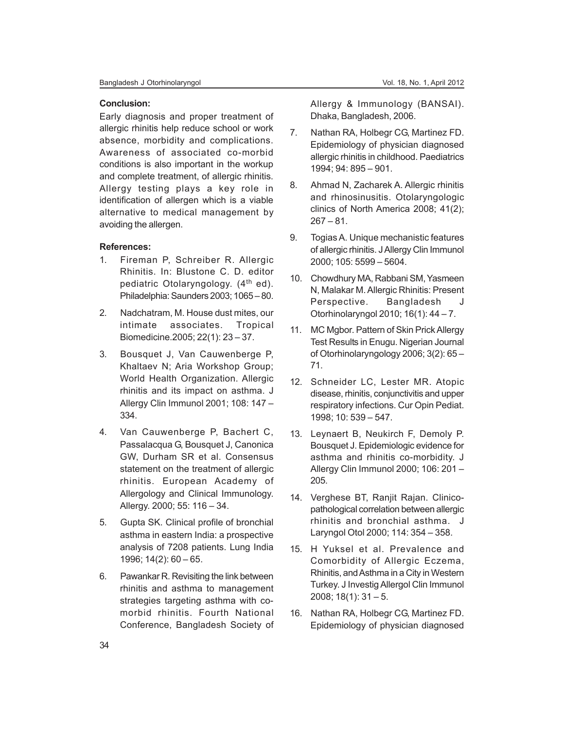**Conclusion:**

Early diagnosis and proper treatment of allergic rhinitis help reduce school or work absence, morbidity and complications. Awareness of associated co-morbid conditions is also important in the workup and complete treatment, of allergic rhinitis. Allergy testing plays a key role in identification of allergen which is a viable alternative to medical management by avoiding the allergen.

**References:**

1. Fireman P, Schreiber R. Allergic Rhinitis. In: Blustone C. D. editor pediatric Otolaryngology. (4th ed). Philadelphia: Saunders 2003; 1065 – 80.
2. Nadchatram, M. House dust mites, our intimate associates. Tropical Biomedicine.2005; 22(1): 23 – 37.
3. Bousquet J, Van Cauwenberge P, Khaltaev N; Aria Workshop Group; World Health Organization. Allergic rhinitis and its impact on asthma. J Allergy Clin Immunol 2001; 108: 147 – 334.
4. Van Cauwenberge P, Bachert C, Passalacqua G, Bousquet J, Canonica GW, Durham SR et al. Consensus statement on the treatment of allergic rhinitis. European Academy of Allergology and Clinical Immunology. Allergy. 2000; 55: 116 – 34.
5. Gupta SK. Clinical profile of bronchial asthma in eastern India: a prospective analysis of 7208 patients. Lung India 1996; 14(2): 60 – 65.
6. Pawankar R. Revisiting the link between rhinitis and asthma to management strategies targeting asthma with co-morbid rhinitis. Fourth National Conference, Bangladesh Society of Allergy & Immunology (BANSAI). Dhaka, Bangladesh, 2006.
7. Nathan RA, Holbegr CG, Martinez FD. Epidemiology of physician diagnosed allergic rhinitis in childhood. Paediatrics 1994; 94: 895 – 901.
8. Ahmad N, Zacharek A. Allergic rhinitis and rhinosinusitis. Otolaryngologic clinics of North America 2008; 41(2); 267 – 81.
9. Togias A. Unique mechanistic features of allergic rhinitis. J Allergy Clin Immunol 2000; 105: 5599 – 5604.
10. Chowdhury MA, Rabbani SM, Yasmeen N, Malakar M. Allergic Rhinitis: Present Perspective. Bangladesh J Otorhinolaryngol 2010; 16(1): 44 – 7.
11. MC Mgbor. Pattern of Skin Prick Allergy Test Results in Enugu. Nigerian Journal of Otorhinolaryngology 2006; 3(2): 65 – 71.
12. Schneider LC, Lester MR. Atopic disease, rhinitis, conjunctivitis and upper respiratory infections. Cur Opin Pediat. 1998; 10: 539 – 547.
13. Leynaert B, Neukirch F, Demoly P. Bousquet J. Epidemiologic evidence for asthma and rhinitis co-morbidity. J Allergy Clin Immunol 2000; 106: 201 – 205.
14. Verghese BT, Ranjit Rajan. Clinico-pathological correlation between allergic rhinitis and bronchial asthma. J Laryngol Otol 2000; 114: 354 – 358.
15. H Yuksel et al. Prevalence and Comorbidity of Allergic Eczema, Rhinitis, and Asthma in a City in Western Turkey. J Investig Allergol Clin Immunol 2008; 18(1): 31 – 5.
16. Nathan RA, Holbegr CG, Martinez FD. Epidemiology of physician diagnosed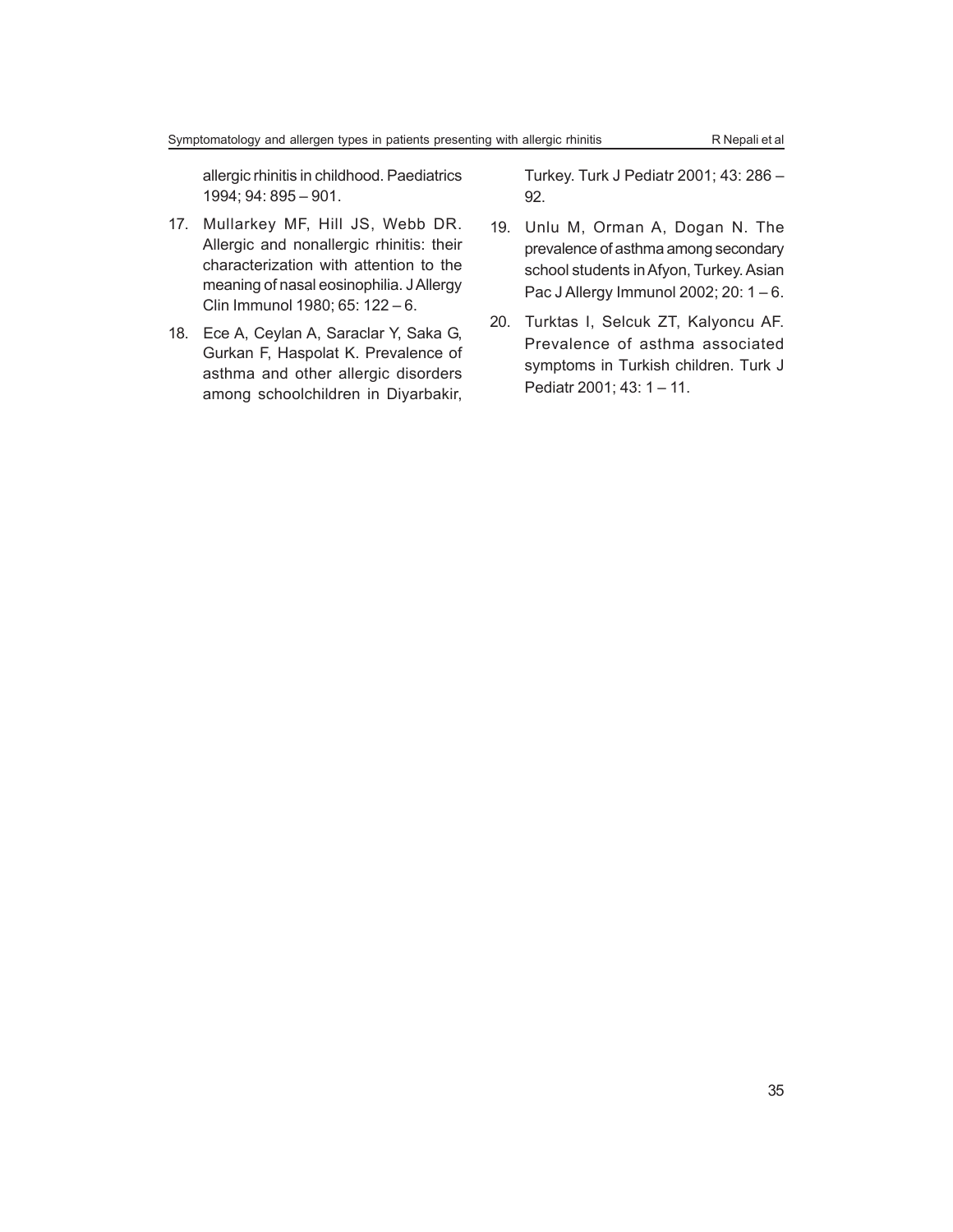allergic rhinitis in childhood. Paediatrics 1994; 94: 895 – 901.

17. Mullarkey MF, Hill JS, Webb DR. Allergic and nonallergic rhinitis: their characterization with attention to the meaning of nasal eosinophilia. J Allergy Clin Immunol 1980; 65: 122 – 6.
18. Ece A, Ceylan A, Saraclar Y, Saka G, Gurkan F, Haspolat K. Prevalence of asthma and other allergic disorders among schoolchildren in Diyarbakir, Turkey. Turk J Pediatr 2001; 43: 286 – 92.
19. Unlu M, Orman A, Dogan N. The prevalence of asthma among secondary school students in Afyon, Turkey. Asian Pac J Allergy Immunol 2002; 20: 1 – 6.
20. Turktas I, Selcuk ZT, Kalyoncu AF. Prevalence of asthma associated symptoms in Turkish children. Turk J Pediatr 2001; 43: 1 – 11.